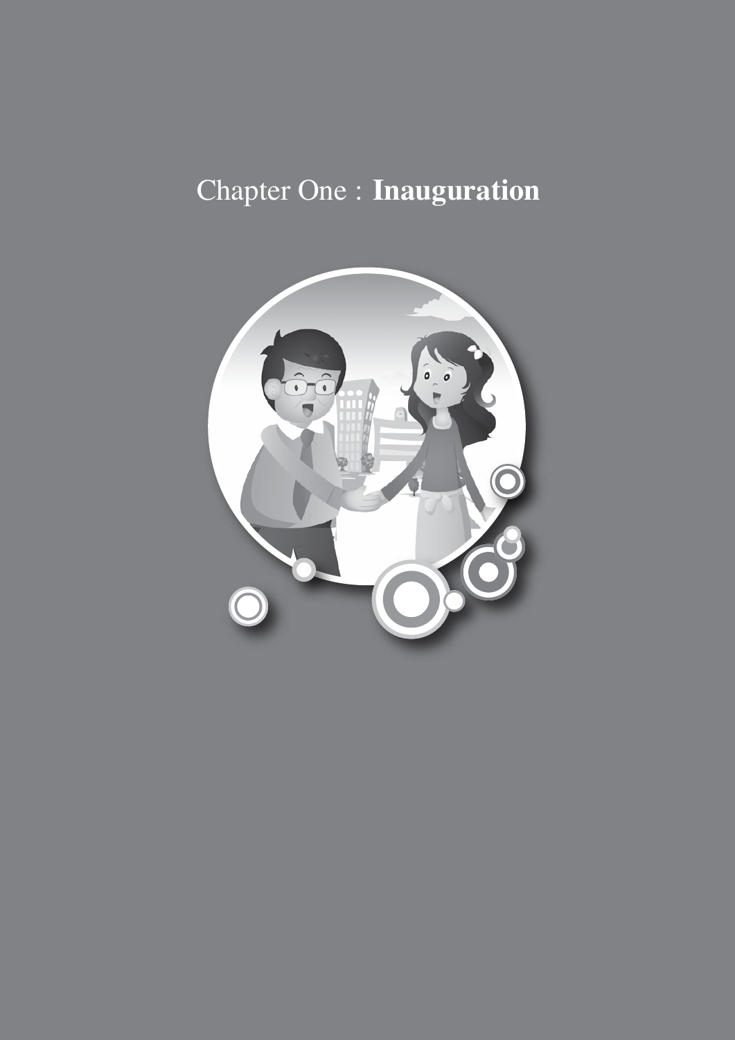# Chapter One : **Inauguration**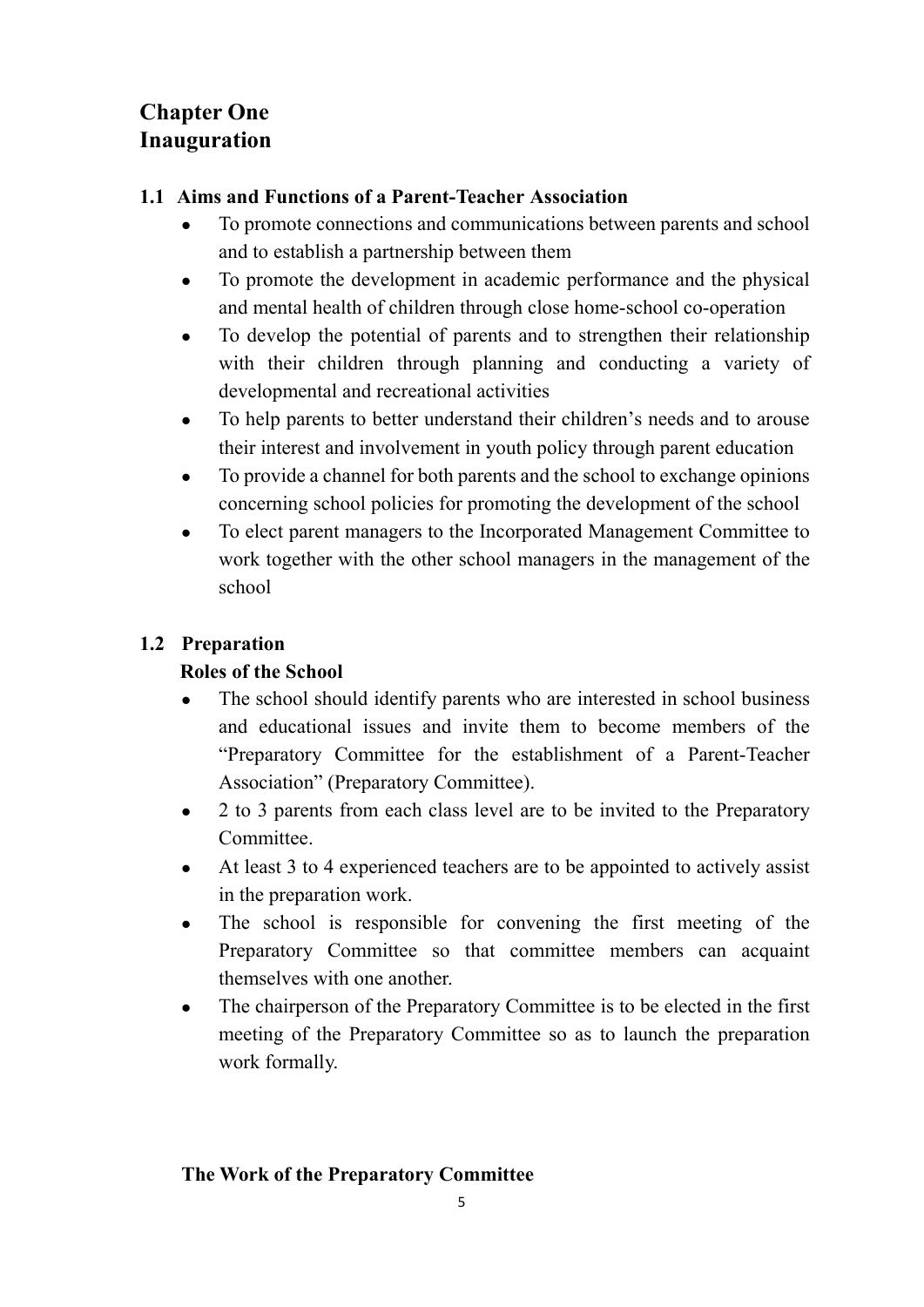# Chapter One
# Inauguration

## 1.1 Aims and Functions of a Parent-Teacher Association

- To promote connections and communications between parents and school and to establish a partnership between them
- To promote the development in academic performance and the physical and mental health of children through close home-school co-operation
- To develop the potential of parents and to strengthen their relationship with their children through planning and conducting a variety of developmental and recreational activities
- To help parents to better understand their children's needs and to arouse their interest and involvement in youth policy through parent education
- To provide a channel for both parents and the school to exchange opinions concerning school policies for promoting the development of the school
- To elect parent managers to the Incorporated Management Committee to work together with the other school managers in the management of the school

## 1.2 Preparation

### Roles of the School

- The school should identify parents who are interested in school business and educational issues and invite them to become members of the "Preparatory Committee for the establishment of a Parent-Teacher Association" (Preparatory Committee).
- 2 to 3 parents from each class level are to be invited to the Preparatory Committee.
- At least 3 to 4 experienced teachers are to be appointed to actively assist in the preparation work.
- The school is responsible for convening the first meeting of the Preparatory Committee so that committee members can acquaint themselves with one another.
- The chairperson of the Preparatory Committee is to be elected in the first meeting of the Preparatory Committee so as to launch the preparation work formally.

### The Work of the Preparatory Committee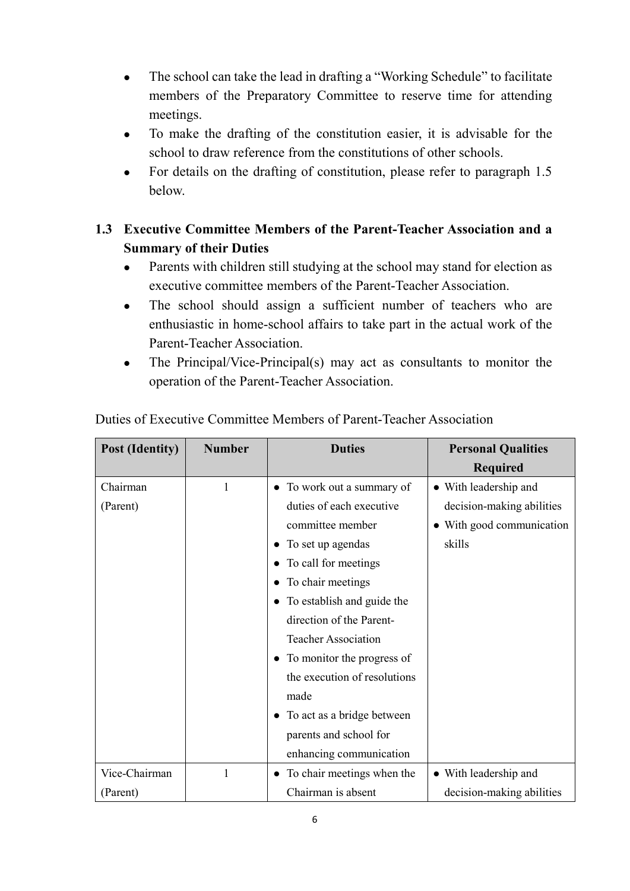- The school can take the lead in drafting a "Working Schedule" to facilitate members of the Preparatory Committee to reserve time for attending meetings.
- To make the drafting of the constitution easier, it is advisable for the school to draw reference from the constitutions of other schools.
- For details on the drafting of constitution, please refer to paragraph 1.5 below.

## 1.3 Executive Committee Members of the Parent-Teacher Association and a Summary of their Duties

- Parents with children still studying at the school may stand for election as executive committee members of the Parent-Teacher Association.
- The school should assign a sufficient number of teachers who are enthusiastic in home-school affairs to take part in the actual work of the Parent-Teacher Association.
- The Principal/Vice-Principal(s) may act as consultants to monitor the operation of the Parent-Teacher Association.

Duties of Executive Committee Members of Parent-Teacher Association

| Post (Identity) | Number | Duties | Personal Qualities Required |
|---|---|---|---|
| Chairman (Parent) | 1 | • To work out a summary of duties of each executive committee member<br>• To set up agendas<br>• To call for meetings<br>• To chair meetings<br>• To establish and guide the direction of the Parent-Teacher Association<br>• To monitor the progress of the execution of resolutions made<br>• To act as a bridge between parents and school for enhancing communication | • With leadership and decision-making abilities<br>• With good communication skills |
| Vice-Chairman (Parent) | 1 | • To chair meetings when the Chairman is absent | • With leadership and decision-making abilities |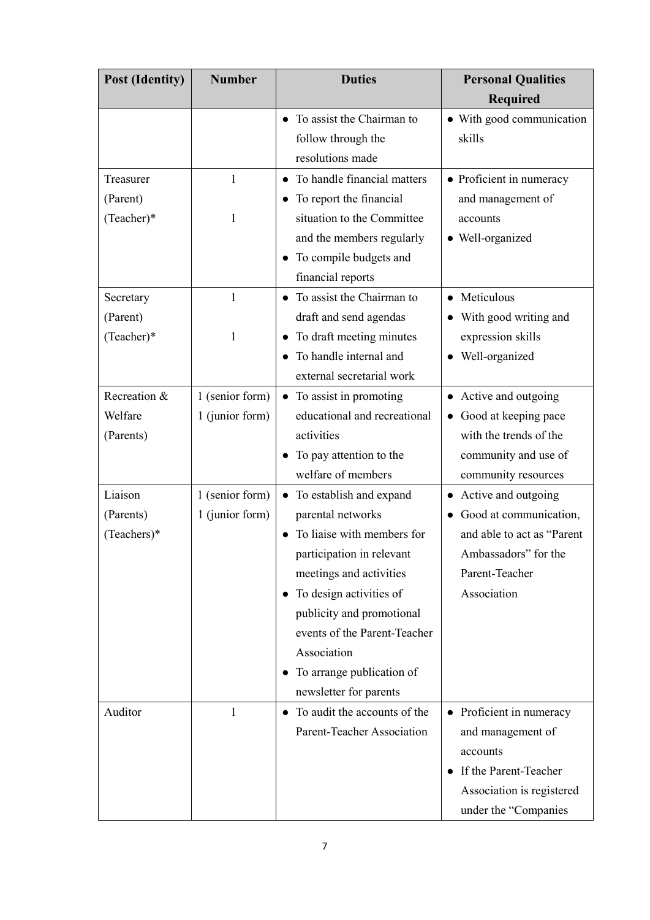| Post (Identity) | Number | Duties | Personal Qualities Required |
| --- | --- | --- | --- |
| | | ● To assist the Chairman to follow through the resolutions made | ● With good communication skills |
| Treasurer (Parent) (Teacher)* | 1<br>1 | ● To handle financial matters<br>● To report the financial situation to the Committee and the members regularly<br>● To compile budgets and financial reports | ● Proficient in numeracy and management of accounts<br>● Well-organized |
| Secretary (Parent) (Teacher)* | 1<br>1 | ● To assist the Chairman to draft and send agendas<br>● To draft meeting minutes<br>● To handle internal and external secretarial work | ● Meticulous<br>● With good writing and expression skills<br>● Well-organized |
| Recreation & Welfare (Parents) | 1 (senior form)<br>1 (junior form) | ● To assist in promoting educational and recreational activities<br>● To pay attention to the welfare of members | ● Active and outgoing<br>● Good at keeping pace with the trends of the community and use of community resources |
| Liaison (Parents) (Teachers)* | 1 (senior form)<br>1 (junior form) | ● To establish and expand parental networks<br>● To liaise with members for participation in relevant meetings and activities<br>● To design activities of publicity and promotional events of the Parent-Teacher Association<br>● To arrange publication of newsletter for parents | ● Active and outgoing<br>● Good at communication, and able to act as "Parent Ambassadors" for the Parent-Teacher Association |
| Auditor | 1 | ● To audit the accounts of the Parent-Teacher Association | ● Proficient in numeracy and management of accounts<br>● If the Parent-Teacher Association is registered under the "Companies |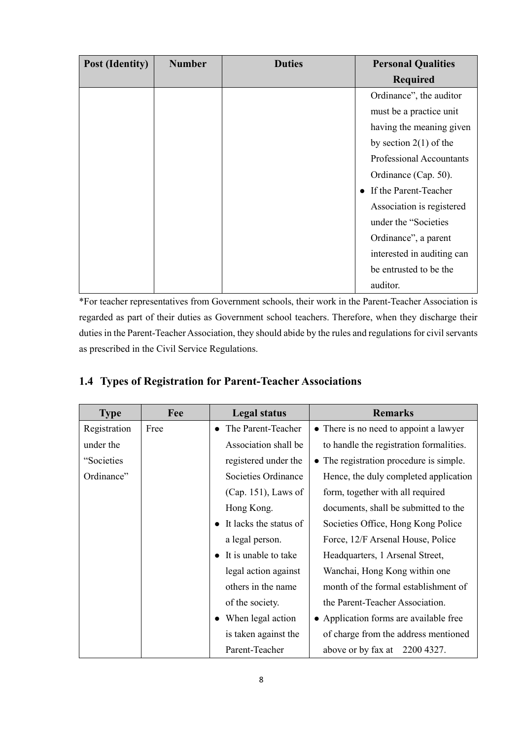| Post (Identity) | Number | Duties | Personal Qualities Required |
| --- | --- | --- | --- |
| | | | Ordinance", the auditor must be a practice unit having the meaning given by section 2(1) of the Professional Accountants Ordinance (Cap. 50).<br>● If the Parent-Teacher Association is registered under the "Societies Ordinance", a parent interested in auditing can be entrusted to be the auditor. |

*For teacher representatives from Government schools, their work in the Parent-Teacher Association is regarded as part of their duties as Government school teachers. Therefore, when they discharge their duties in the Parent-Teacher Association, they should abide by the rules and regulations for civil servants as prescribed in the Civil Service Regulations.

## 1.4 Types of Registration for Parent-Teacher Associations

| Type | Fee | Legal status | Remarks |
| --- | --- | --- | --- |
| Registration under the "Societies Ordinance" | Free | ● The Parent-Teacher Association shall be registered under the Societies Ordinance (Cap. 151), Laws of Hong Kong.<br>● It lacks the status of a legal person.<br>● It is unable to take legal action against others in the name of the society.<br>● When legal action is taken against the Parent-Teacher | ● There is no need to appoint a lawyer to handle the registration formalities.<br>● The registration procedure is simple. Hence, the duly completed application form, together with all required documents, shall be submitted to the Societies Office, Hong Kong Police Force, 12/F Arsenal House, Police Headquarters, 1 Arsenal Street, Wanchai, Hong Kong within one month of the formal establishment of the Parent-Teacher Association.<br>● Application forms are available free of charge from the address mentioned above or by fax at 2200 4327. |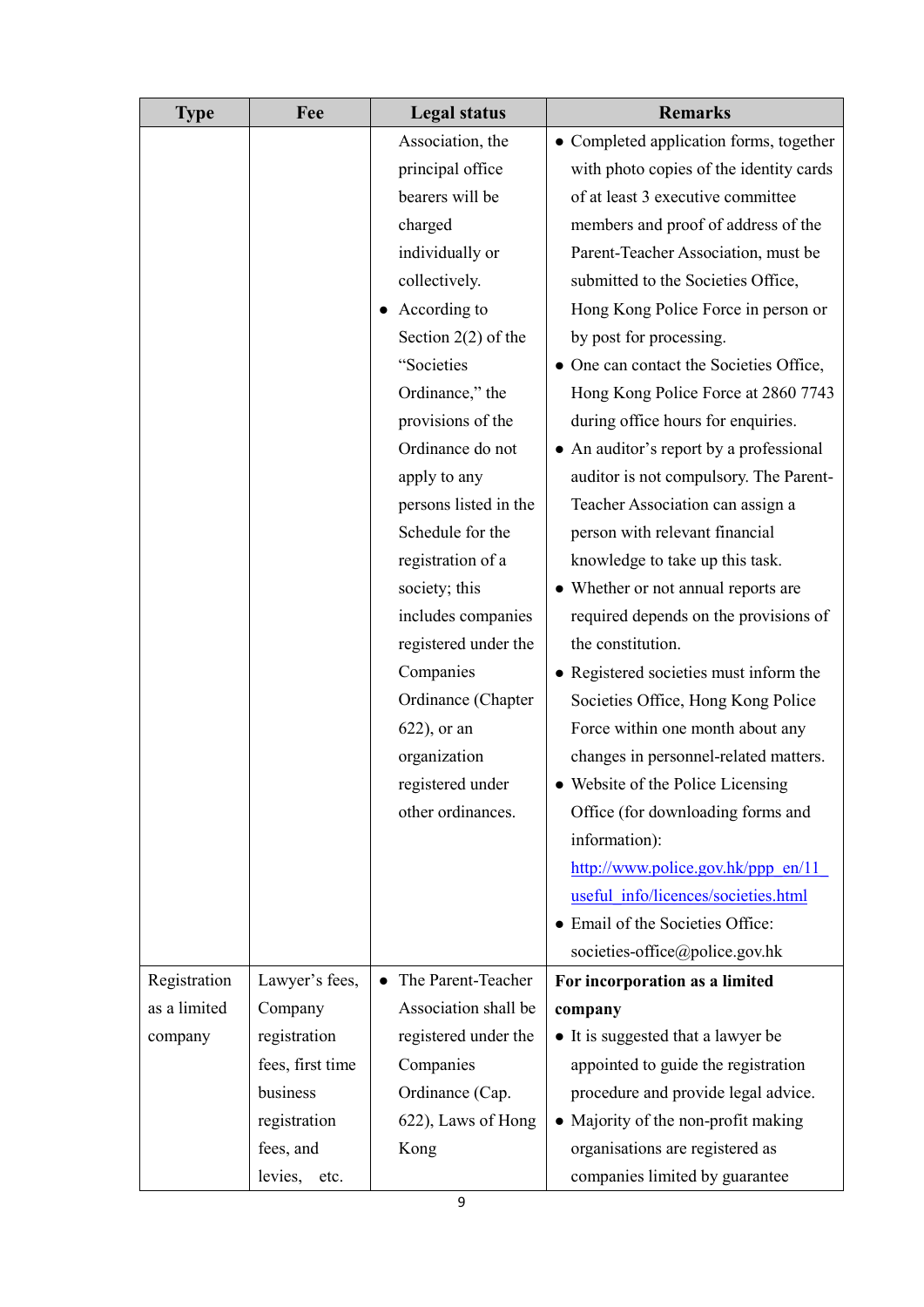| Type | Fee | Legal status | Remarks |
| --- | --- | --- | --- |
| | | Association, the principal office bearers will be charged individually or collectively.<br>• According to Section 2(2) of the "Societies Ordinance," the provisions of the Ordinance do not apply to any persons listed in the Schedule for the registration of a society; this includes companies registered under the Companies Ordinance (Chapter 622), or an organization registered under other ordinances. | • Completed application forms, together with photo copies of the identity cards of at least 3 executive committee members and proof of address of the Parent-Teacher Association, must be submitted to the Societies Office, Hong Kong Police Force in person or by post for processing.<br>• One can contact the Societies Office, Hong Kong Police Force at 2860 7743 during office hours for enquiries.<br>• An auditor's report by a professional auditor is not compulsory. The Parent-Teacher Association can assign a person with relevant financial knowledge to take up this task.<br>• Whether or not annual reports are required depends on the provisions of the constitution.<br>• Registered societies must inform the Societies Office, Hong Kong Police Force within one month about any changes in personnel-related matters.<br>• Website of the Police Licensing Office (for downloading forms and information): http://www.police.gov.hk/ppp_en/11_useful_info/licences/societies.html<br>• Email of the Societies Office: societies-office@police.gov.hk |
| Registration as a limited company | Lawyer's fees, Company registration fees, first time business registration fees, and levies, etc. | • The Parent-Teacher Association shall be registered under the Companies Ordinance (Cap. 622), Laws of Hong Kong | **For incorporation as a limited company**<br>• It is suggested that a lawyer be appointed to guide the registration procedure and provide legal advice.<br>• Majority of the non-profit making organisations are registered as companies limited by guarantee |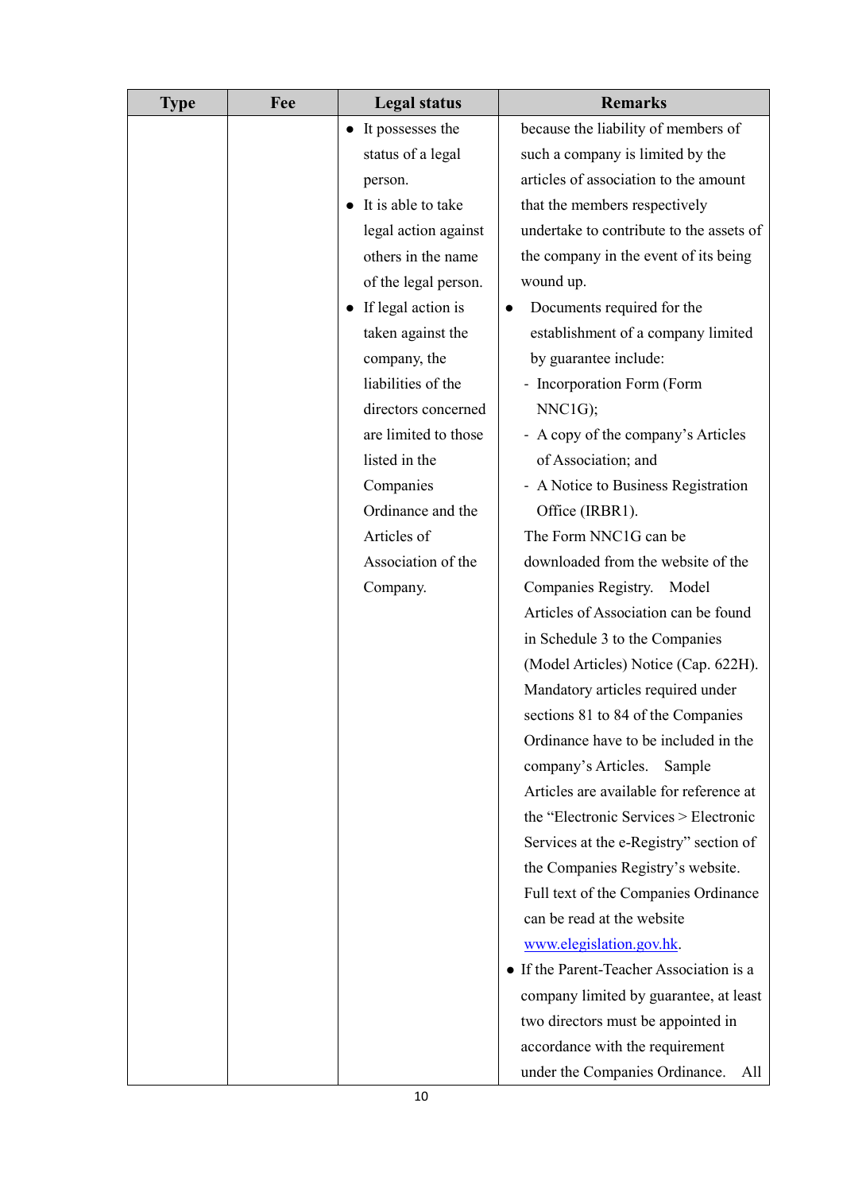| Type | Fee | Legal status | Remarks |
| --- | --- | --- | --- |
| | | • It possesses the status of a legal person.<br>• It is able to take legal action against others in the name of the legal person.<br>• If legal action is taken against the company, the liabilities of the directors concerned are limited to those listed in the Companies Ordinance and the Articles of Association of the Company. | because the liability of members of such a company is limited by the articles of association to the amount that the members respectively undertake to contribute to the assets of the company in the event of its being wound up.<br>• Documents required for the establishment of a company limited by guarantee include:<br>- Incorporation Form (Form NNC1G);<br>- A copy of the company's Articles of Association; and<br>- A Notice to Business Registration Office (IRBR1).<br>The Form NNC1G can be downloaded from the website of the Companies Registry. Model Articles of Association can be found in Schedule 3 to the Companies (Model Articles) Notice (Cap. 622H). Mandatory articles required under sections 81 to 84 of the Companies Ordinance have to be included in the company's Articles. Sample Articles are available for reference at the "Electronic Services > Electronic Services at the e-Registry" section of the Companies Registry's website. Full text of the Companies Ordinance can be read at the website www.elegislation.gov.hk.<br>• If the Parent-Teacher Association is a company limited by guarantee, at least two directors must be appointed in accordance with the requirement under the Companies Ordinance. All |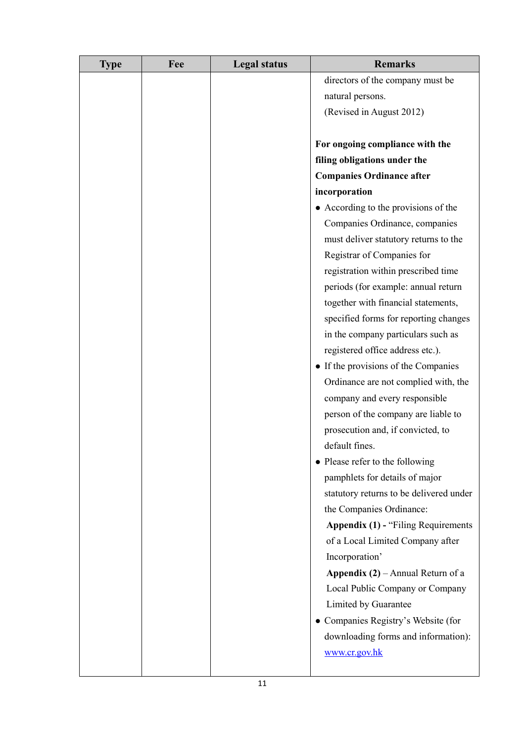| Type | Fee | Legal status | Remarks |
|---|---|---|---|
| | | | directors of the company must be natural persons.<br>(Revised in August 2012)<br><br>**For ongoing compliance with the filing obligations under the Companies Ordinance after incorporation**<br>● According to the provisions of the Companies Ordinance, companies must deliver statutory returns to the Registrar of Companies for registration within prescribed time periods (for example: annual return together with financial statements, specified forms for reporting changes in the company particulars such as registered office address etc.).<br>● If the provisions of the Companies Ordinance are not complied with, the company and every responsible person of the company are liable to prosecution and, if convicted, to default fines.<br>● Please refer to the following pamphlets for details of major statutory returns to be delivered under the Companies Ordinance:<br>**Appendix (1) -** "Filing Requirements of a Local Limited Company after Incorporation'<br>**Appendix (2)** – Annual Return of a Local Public Company or Company Limited by Guarantee<br>● Companies Registry's Website (for downloading forms and information): www.cr.gov.hk |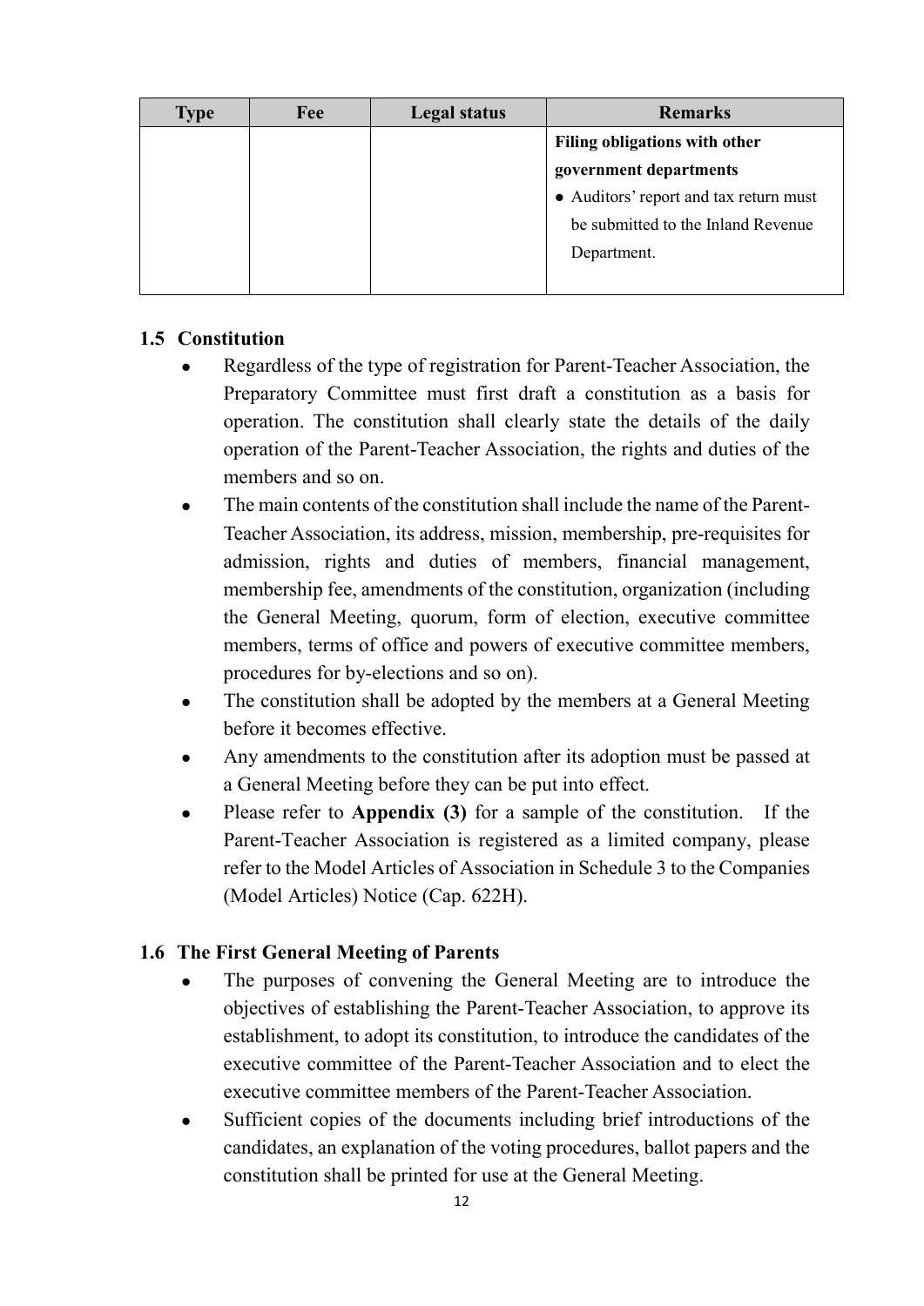| Type | Fee | Legal status | Remarks |
|---|---|---|---|
| | | | **Filing obligations with other government departments**<br>● Auditors' report and tax return must be submitted to the Inland Revenue Department. |

### 1.5 Constitution

- Regardless of the type of registration for Parent-Teacher Association, the Preparatory Committee must first draft a constitution as a basis for operation. The constitution shall clearly state the details of the daily operation of the Parent-Teacher Association, the rights and duties of the members and so on.
- The main contents of the constitution shall include the name of the Parent-Teacher Association, its address, mission, membership, pre-requisites for admission, rights and duties of members, financial management, membership fee, amendments of the constitution, organization (including the General Meeting, quorum, form of election, executive committee members, terms of office and powers of executive committee members, procedures for by-elections and so on).
- The constitution shall be adopted by the members at a General Meeting before it becomes effective.
- Any amendments to the constitution after its adoption must be passed at a General Meeting before they can be put into effect.
- Please refer to **Appendix (3)** for a sample of the constitution. If the Parent-Teacher Association is registered as a limited company, please refer to the Model Articles of Association in Schedule 3 to the Companies (Model Articles) Notice (Cap. 622H).

### 1.6 The First General Meeting of Parents

- The purposes of convening the General Meeting are to introduce the objectives of establishing the Parent-Teacher Association, to approve its establishment, to adopt its constitution, to introduce the candidates of the executive committee of the Parent-Teacher Association and to elect the executive committee members of the Parent-Teacher Association.
- Sufficient copies of the documents including brief introductions of the candidates, an explanation of the voting procedures, ballot papers and the constitution shall be printed for use at the General Meeting.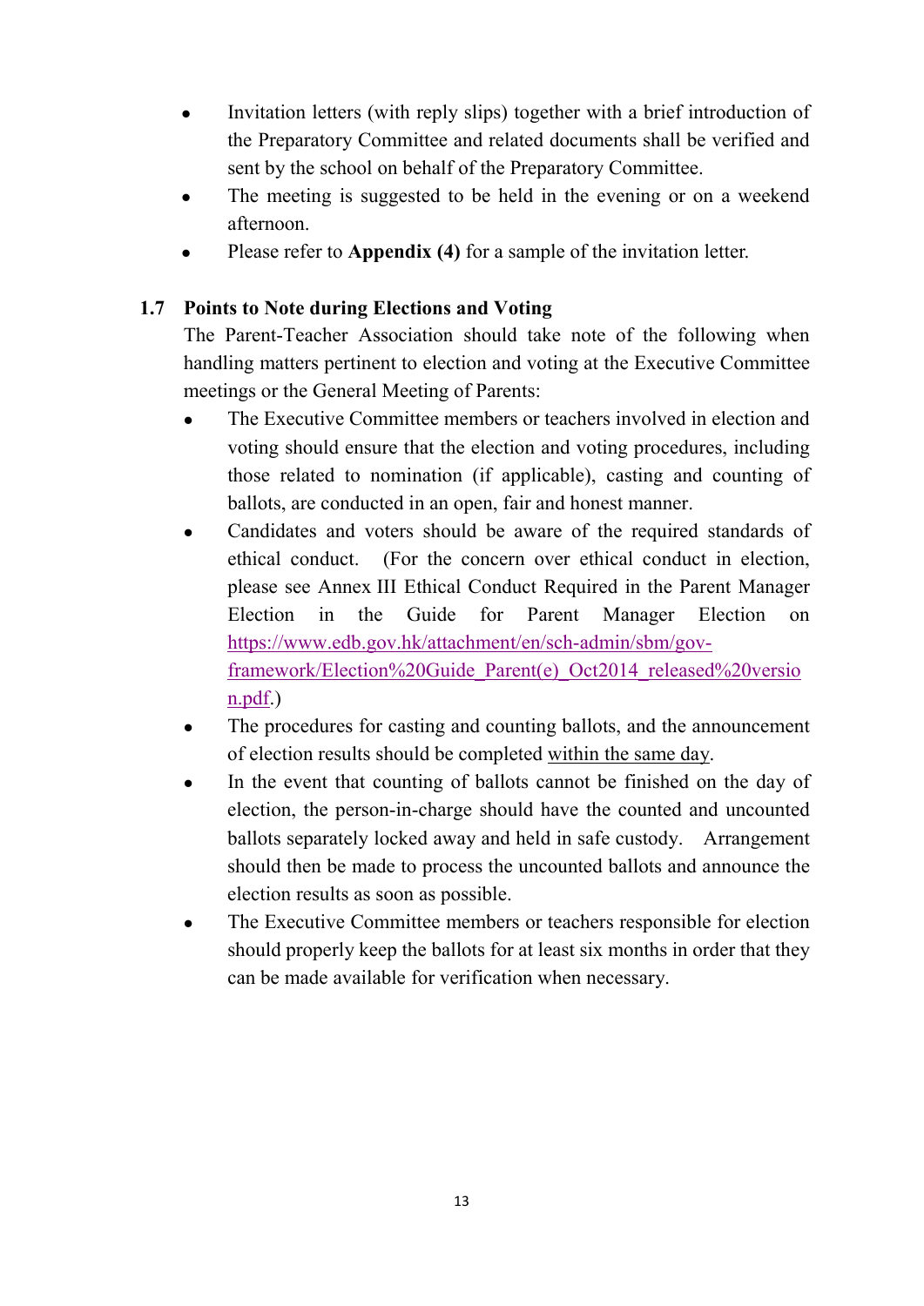- Invitation letters (with reply slips) together with a brief introduction of the Preparatory Committee and related documents shall be verified and sent by the school on behalf of the Preparatory Committee.
- The meeting is suggested to be held in the evening or on a weekend afternoon.
- Please refer to **Appendix (4)** for a sample of the invitation letter.

### 1.7 Points to Note during Elections and Voting

The Parent-Teacher Association should take note of the following when handling matters pertinent to election and voting at the Executive Committee meetings or the General Meeting of Parents:

- The Executive Committee members or teachers involved in election and voting should ensure that the election and voting procedures, including those related to nomination (if applicable), casting and counting of ballots, are conducted in an open, fair and honest manner.
- Candidates and voters should be aware of the required standards of ethical conduct. (For the concern over ethical conduct in election, please see Annex III Ethical Conduct Required in the Parent Manager Election in the Guide for Parent Manager Election on https://www.edb.gov.hk/attachment/en/sch-admin/sbm/gov-framework/Election%20Guide_Parent(e)_Oct2014_released%20version.pdf.)
- The procedures for casting and counting ballots, and the announcement of election results should be completed <u>within the same day</u>.
- In the event that counting of ballots cannot be finished on the day of election, the person-in-charge should have the counted and uncounted ballots separately locked away and held in safe custody. Arrangement should then be made to process the uncounted ballots and announce the election results as soon as possible.
- The Executive Committee members or teachers responsible for election should properly keep the ballots for at least six months in order that they can be made available for verification when necessary.